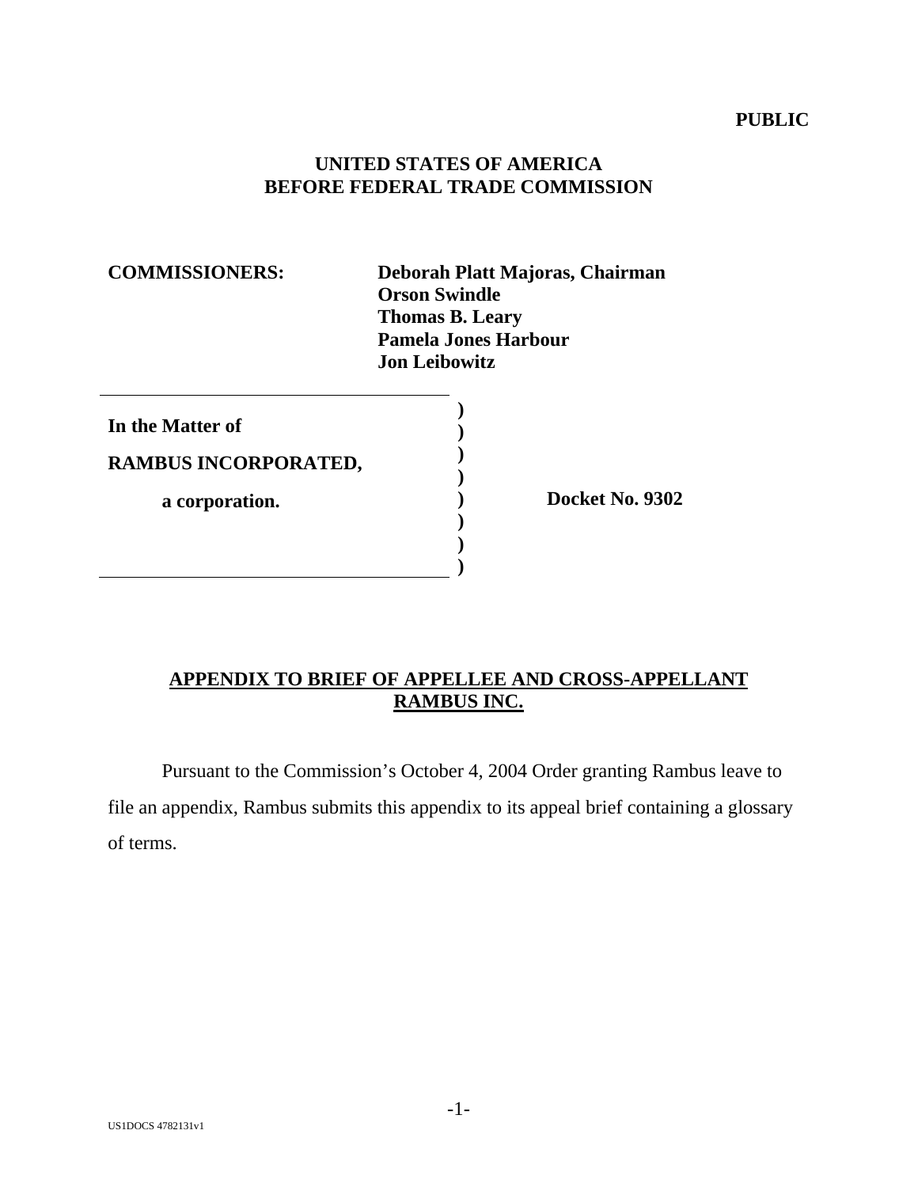**PUBLIC**

**UNITED STATES OF AMERICA**
**BEFORE FEDERAL TRADE COMMISSION**

**COMMISSIONERS:** **Deborah Platt Majoras, Chairman**
**Orson Swindle**
**Thomas B. Leary**
**Pamela Jones Harbour**
**Jon Leibowitz**

| | | |
|---|---|---|
| **In the Matter of** | ) | |
| **RAMBUS INCORPORATED,** | ) | |
| **a corporation.** | ) | **Docket No. 9302** |

## APPENDIX TO BRIEF OF APPELLEE AND CROSS-APPELLANT RAMBUS INC.

Pursuant to the Commission's October 4, 2004 Order granting Rambus leave to file an appendix, Rambus submits this appendix to its appeal brief containing a glossary of terms.

US1DOCS 4782131v1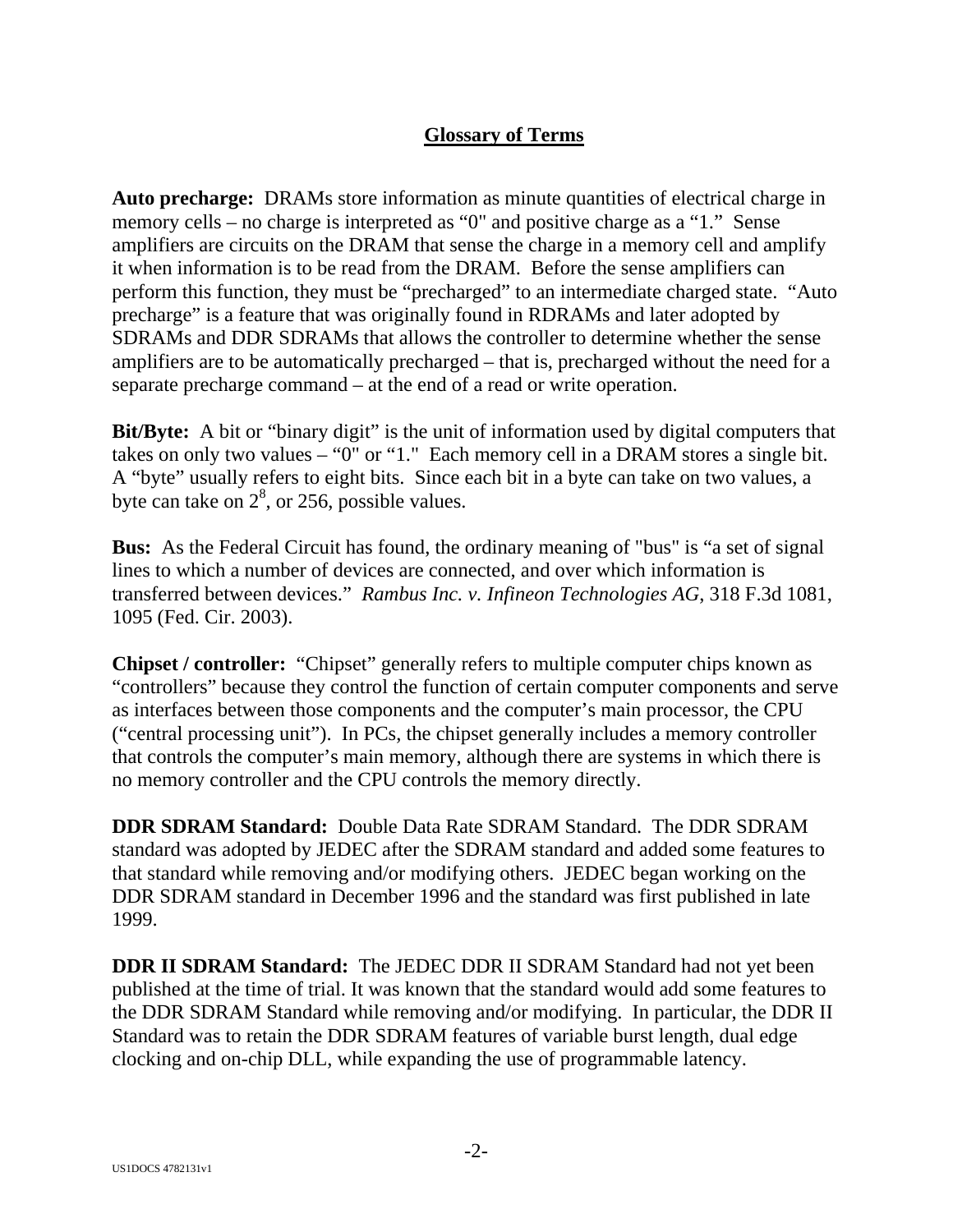## Glossary of Terms

**Auto precharge:** DRAMs store information as minute quantities of electrical charge in memory cells – no charge is interpreted as “0" and positive charge as a “1.” Sense amplifiers are circuits on the DRAM that sense the charge in a memory cell and amplify it when information is to be read from the DRAM. Before the sense amplifiers can perform this function, they must be “precharged” to an intermediate charged state. “Auto precharge” is a feature that was originally found in RDRAMs and later adopted by SDRAMs and DDR SDRAMs that allows the controller to determine whether the sense amplifiers are to be automatically precharged – that is, precharged without the need for a separate precharge command – at the end of a read or write operation.

**Bit/Byte:** A bit or “binary digit” is the unit of information used by digital computers that takes on only two values – “0" or “1." Each memory cell in a DRAM stores a single bit. A “byte” usually refers to eight bits. Since each bit in a byte can take on two values, a byte can take on $2^8$, or 256, possible values.

**Bus:** As the Federal Circuit has found, the ordinary meaning of "bus" is “a set of signal lines to which a number of devices are connected, and over which information is transferred between devices.” *Rambus Inc. v. Infineon Technologies AG*, 318 F.3d 1081, 1095 (Fed. Cir. 2003).

**Chipset / controller:** “Chipset” generally refers to multiple computer chips known as “controllers” because they control the function of certain computer components and serve as interfaces between those components and the computer’s main processor, the CPU (“central processing unit”). In PCs, the chipset generally includes a memory controller that controls the computer’s main memory, although there are systems in which there is no memory controller and the CPU controls the memory directly.

**DDR SDRAM Standard:** Double Data Rate SDRAM Standard. The DDR SDRAM standard was adopted by JEDEC after the SDRAM standard and added some features to that standard while removing and/or modifying others. JEDEC began working on the DDR SDRAM standard in December 1996 and the standard was first published in late 1999.

**DDR II SDRAM Standard:** The JEDEC DDR II SDRAM Standard had not yet been published at the time of trial. It was known that the standard would add some features to the DDR SDRAM Standard while removing and/or modifying. In particular, the DDR II Standard was to retain the DDR SDRAM features of variable burst length, dual edge clocking and on-chip DLL, while expanding the use of programmable latency.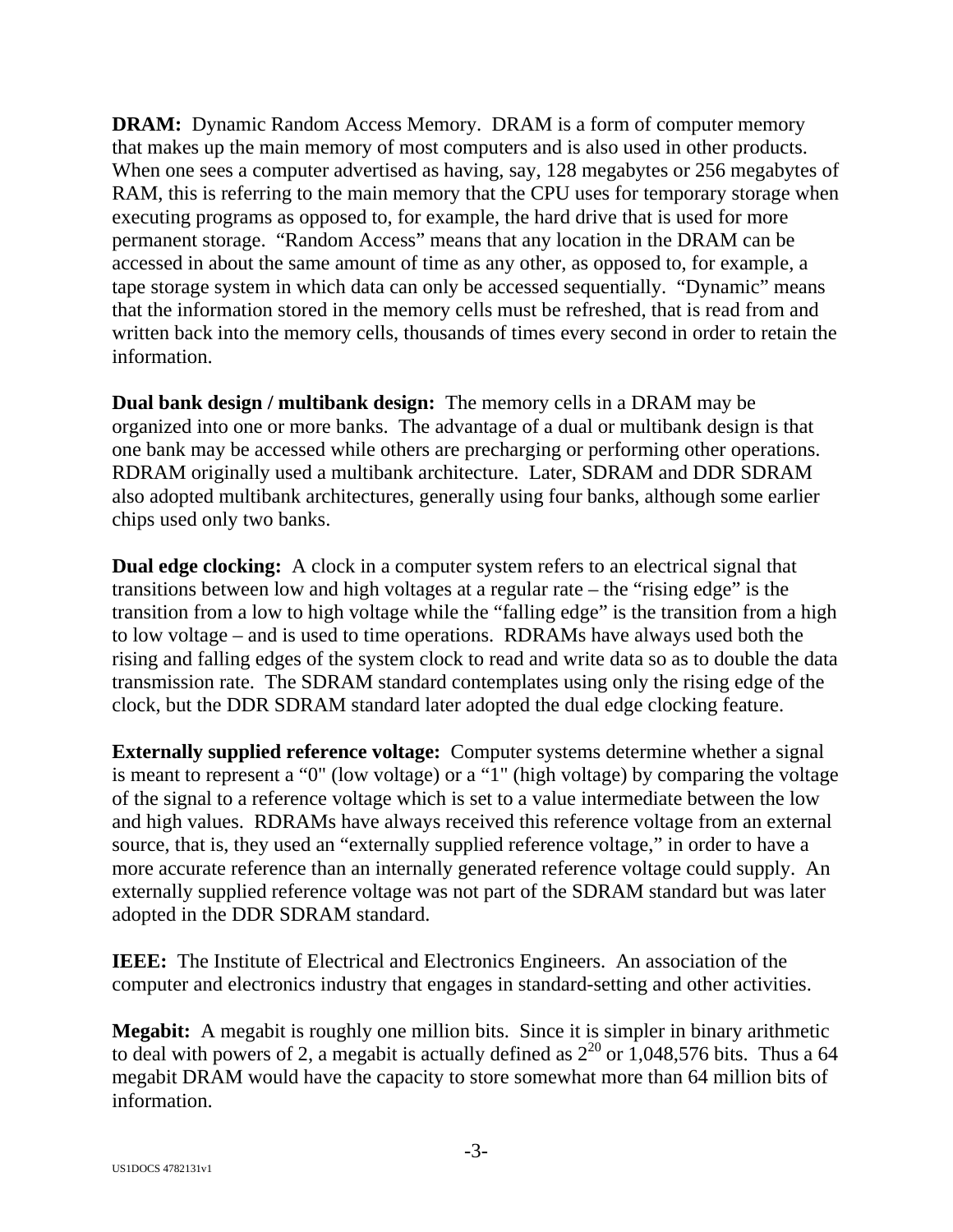**DRAM:** Dynamic Random Access Memory. DRAM is a form of computer memory that makes up the main memory of most computers and is also used in other products. When one sees a computer advertised as having, say, 128 megabytes or 256 megabytes of RAM, this is referring to the main memory that the CPU uses for temporary storage when executing programs as opposed to, for example, the hard drive that is used for more permanent storage. "Random Access" means that any location in the DRAM can be accessed in about the same amount of time as any other, as opposed to, for example, a tape storage system in which data can only be accessed sequentially. "Dynamic" means that the information stored in the memory cells must be refreshed, that is read from and written back into the memory cells, thousands of times every second in order to retain the information.

**Dual bank design / multibank design:** The memory cells in a DRAM may be organized into one or more banks. The advantage of a dual or multibank design is that one bank may be accessed while others are precharging or performing other operations. RDRAM originally used a multibank architecture. Later, SDRAM and DDR SDRAM also adopted multibank architectures, generally using four banks, although some earlier chips used only two banks.

**Dual edge clocking:** A clock in a computer system refers to an electrical signal that transitions between low and high voltages at a regular rate – the "rising edge" is the transition from a low to high voltage while the "falling edge" is the transition from a high to low voltage – and is used to time operations. RDRAMs have always used both the rising and falling edges of the system clock to read and write data so as to double the data transmission rate. The SDRAM standard contemplates using only the rising edge of the clock, but the DDR SDRAM standard later adopted the dual edge clocking feature.

**Externally supplied reference voltage:** Computer systems determine whether a signal is meant to represent a "0" (low voltage) or a "1" (high voltage) by comparing the voltage of the signal to a reference voltage which is set to a value intermediate between the low and high values. RDRAMs have always received this reference voltage from an external source, that is, they used an "externally supplied reference voltage," in order to have a more accurate reference than an internally generated reference voltage could supply. An externally supplied reference voltage was not part of the SDRAM standard but was later adopted in the DDR SDRAM standard.

**IEEE:** The Institute of Electrical and Electronics Engineers. An association of the computer and electronics industry that engages in standard-setting and other activities.

**Megabit:** A megabit is roughly one million bits. Since it is simpler in binary arithmetic to deal with powers of 2, a megabit is actually defined as $2^{20}$ or 1,048,576 bits. Thus a 64 megabit DRAM would have the capacity to store somewhat more than 64 million bits of information.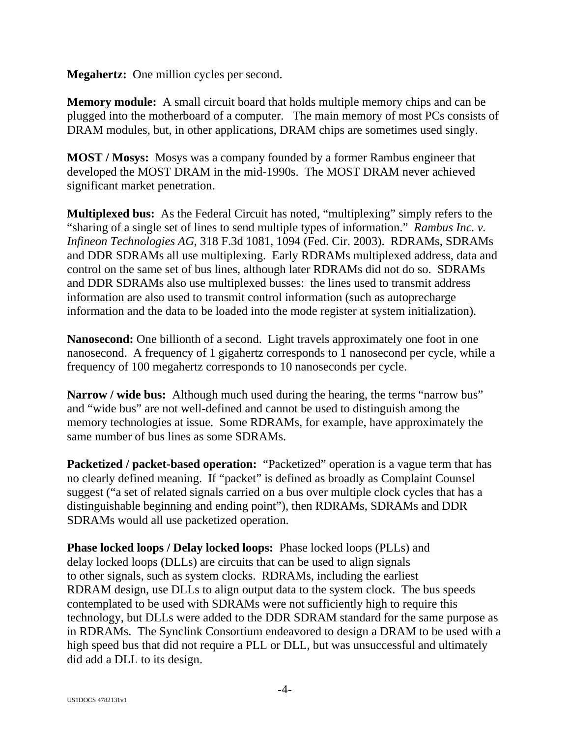**Megahertz:** One million cycles per second.

**Memory module:** A small circuit board that holds multiple memory chips and can be plugged into the motherboard of a computer. The main memory of most PCs consists of DRAM modules, but, in other applications, DRAM chips are sometimes used singly.

**MOST / Mosys:** Mosys was a company founded by a former Rambus engineer that developed the MOST DRAM in the mid-1990s. The MOST DRAM never achieved significant market penetration.

**Multiplexed bus:** As the Federal Circuit has noted, "multiplexing" simply refers to the "sharing of a single set of lines to send multiple types of information." *Rambus Inc. v. Infineon Technologies AG*, 318 F.3d 1081, 1094 (Fed. Cir. 2003). RDRAMs, SDRAMs and DDR SDRAMs all use multiplexing. Early RDRAMs multiplexed address, data and control on the same set of bus lines, although later RDRAMs did not do so. SDRAMs and DDR SDRAMs also use multiplexed busses: the lines used to transmit address information are also used to transmit control information (such as autoprecharge information and the data to be loaded into the mode register at system initialization).

**Nanosecond:** One billionth of a second. Light travels approximately one foot in one nanosecond. A frequency of 1 gigahertz corresponds to 1 nanosecond per cycle, while a frequency of 100 megahertz corresponds to 10 nanoseconds per cycle.

**Narrow / wide bus:** Although much used during the hearing, the terms "narrow bus" and "wide bus" are not well-defined and cannot be used to distinguish among the memory technologies at issue. Some RDRAMs, for example, have approximately the same number of bus lines as some SDRAMs.

**Packetized / packet-based operation:** "Packetized" operation is a vague term that has no clearly defined meaning. If "packet" is defined as broadly as Complaint Counsel suggest ("a set of related signals carried on a bus over multiple clock cycles that has a distinguishable beginning and ending point"), then RDRAMs, SDRAMs and DDR SDRAMs would all use packetized operation.

**Phase locked loops / Delay locked loops:** Phase locked loops (PLLs) and delay locked loops (DLLs) are circuits that can be used to align signals to other signals, such as system clocks. RDRAMs, including the earliest RDRAM design, use DLLs to align output data to the system clock. The bus speeds contemplated to be used with SDRAMs were not sufficiently high to require this technology, but DLLs were added to the DDR SDRAM standard for the same purpose as in RDRAMs. The Synclink Consortium endeavored to design a DRAM to be used with a high speed bus that did not require a PLL or DLL, but was unsuccessful and ultimately did add a DLL to its design.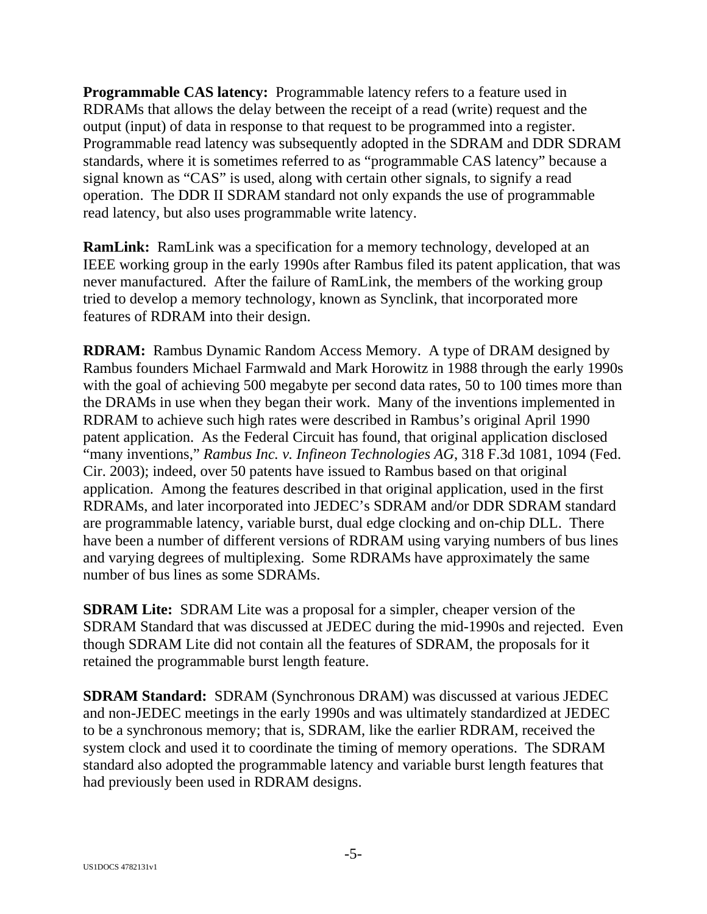**Programmable CAS latency:** Programmable latency refers to a feature used in RDRAMs that allows the delay between the receipt of a read (write) request and the output (input) of data in response to that request to be programmed into a register. Programmable read latency was subsequently adopted in the SDRAM and DDR SDRAM standards, where it is sometimes referred to as "programmable CAS latency" because a signal known as "CAS" is used, along with certain other signals, to signify a read operation. The DDR II SDRAM standard not only expands the use of programmable read latency, but also uses programmable write latency.

**RamLink:** RamLink was a specification for a memory technology, developed at an IEEE working group in the early 1990s after Rambus filed its patent application, that was never manufactured. After the failure of RamLink, the members of the working group tried to develop a memory technology, known as Synclink, that incorporated more features of RDRAM into their design.

**RDRAM:** Rambus Dynamic Random Access Memory. A type of DRAM designed by Rambus founders Michael Farmwald and Mark Horowitz in 1988 through the early 1990s with the goal of achieving 500 megabyte per second data rates, 50 to 100 times more than the DRAMs in use when they began their work. Many of the inventions implemented in RDRAM to achieve such high rates were described in Rambus's original April 1990 patent application. As the Federal Circuit has found, that original application disclosed "many inventions," *Rambus Inc. v. Infineon Technologies AG*, 318 F.3d 1081, 1094 (Fed. Cir. 2003); indeed, over 50 patents have issued to Rambus based on that original application. Among the features described in that original application, used in the first RDRAMs, and later incorporated into JEDEC's SDRAM and/or DDR SDRAM standard are programmable latency, variable burst, dual edge clocking and on-chip DLL. There have been a number of different versions of RDRAM using varying numbers of bus lines and varying degrees of multiplexing. Some RDRAMs have approximately the same number of bus lines as some SDRAMs.

**SDRAM Lite:** SDRAM Lite was a proposal for a simpler, cheaper version of the SDRAM Standard that was discussed at JEDEC during the mid-1990s and rejected. Even though SDRAM Lite did not contain all the features of SDRAM, the proposals for it retained the programmable burst length feature.

**SDRAM Standard:** SDRAM (Synchronous DRAM) was discussed at various JEDEC and non-JEDEC meetings in the early 1990s and was ultimately standardized at JEDEC to be a synchronous memory; that is, SDRAM, like the earlier RDRAM, received the system clock and used it to coordinate the timing of memory operations. The SDRAM standard also adopted the programmable latency and variable burst length features that had previously been used in RDRAM designs.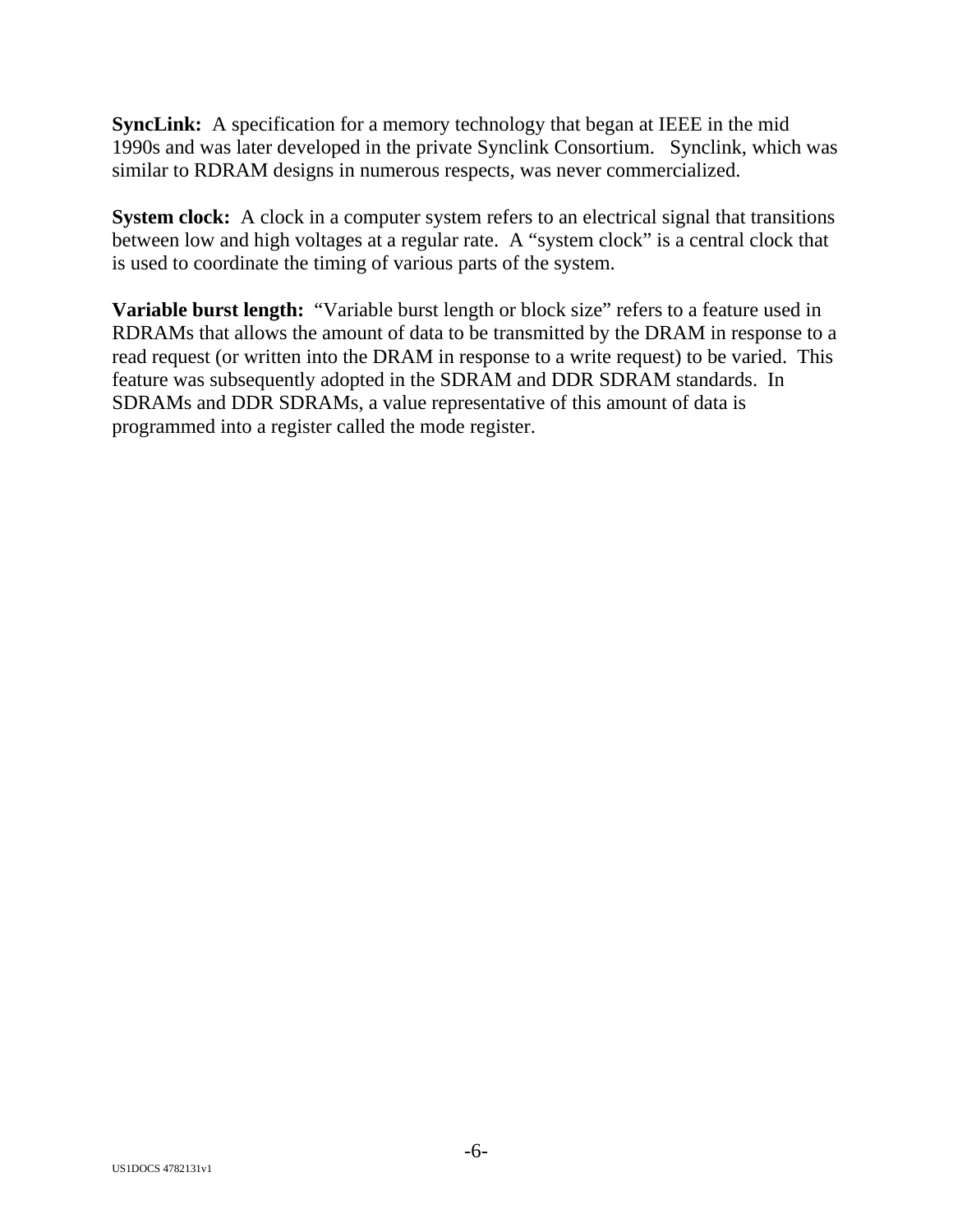**SyncLink:** A specification for a memory technology that began at IEEE in the mid 1990s and was later developed in the private Synclink Consortium. Synclink, which was similar to RDRAM designs in numerous respects, was never commercialized.

**System clock:** A clock in a computer system refers to an electrical signal that transitions between low and high voltages at a regular rate. A "system clock" is a central clock that is used to coordinate the timing of various parts of the system.

**Variable burst length:** "Variable burst length or block size" refers to a feature used in RDRAMs that allows the amount of data to be transmitted by the DRAM in response to a read request (or written into the DRAM in response to a write request) to be varied. This feature was subsequently adopted in the SDRAM and DDR SDRAM standards. In SDRAMs and DDR SDRAMs, a value representative of this amount of data is programmed into a register called the mode register.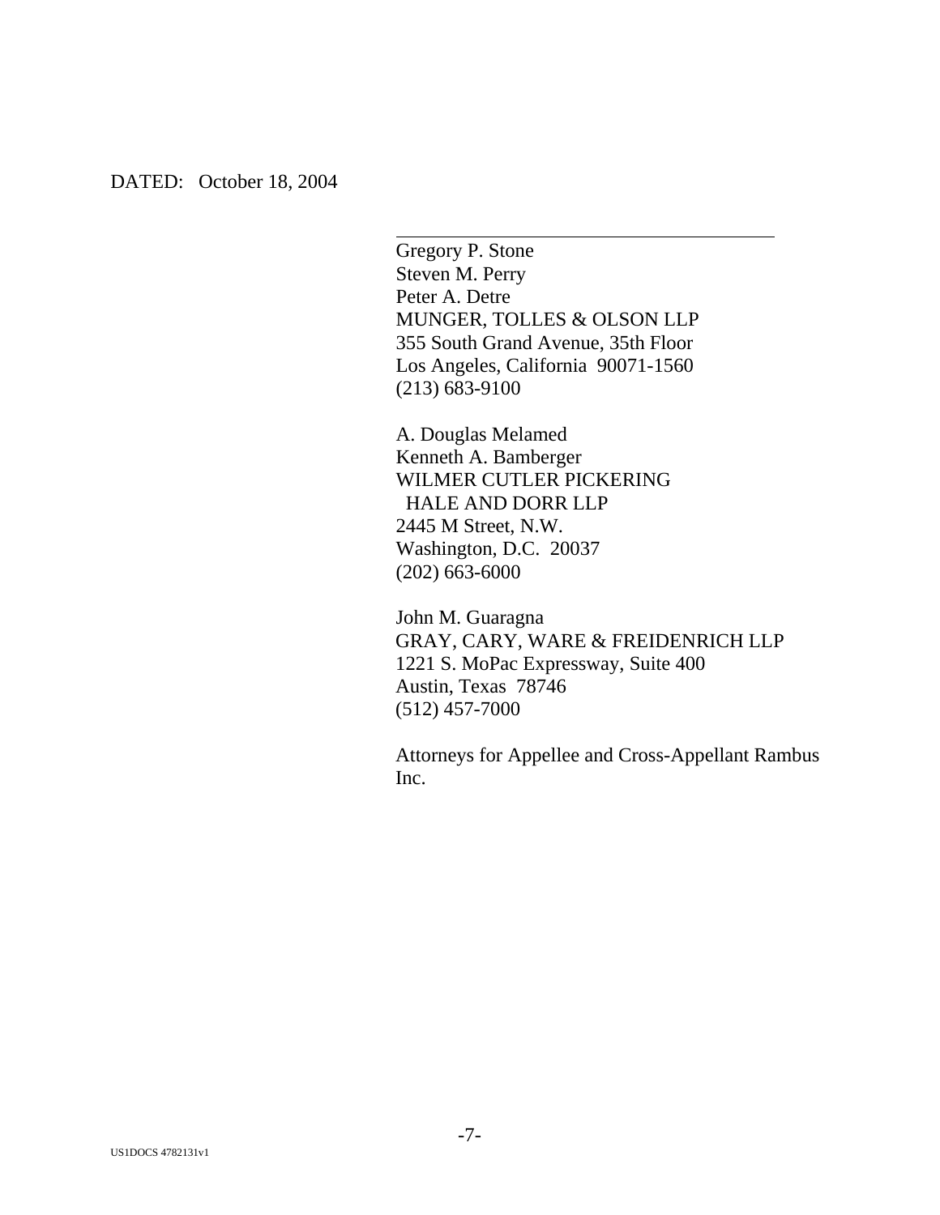DATED: October 18, 2004

\_\_\_\_\_\_\_\_\_\_\_\_\_\_\_\_\_\_\_\_\_\_\_\_\_\_\_\_\_\_\_\_\_\_\_\_\_\_\_\_

Gregory P. Stone
Steven M. Perry
Peter A. Detre
MUNGER, TOLLES & OLSON LLP
355 South Grand Avenue, 35th Floor
Los Angeles, California 90071-1560
(213) 683-9100

A. Douglas Melamed
Kenneth A. Bamberger
WILMER CUTLER PICKERING
HALE AND DORR LLP
2445 M Street, N.W.
Washington, D.C. 20037
(202) 663-6000

John M. Guaragna
GRAY, CARY, WARE & FREIDENRICH LLP
1221 S. MoPac Expressway, Suite 400
Austin, Texas 78746
(512) 457-7000

Attorneys for Appellee and Cross-Appellant Rambus Inc.

US1DOCS 4782131v1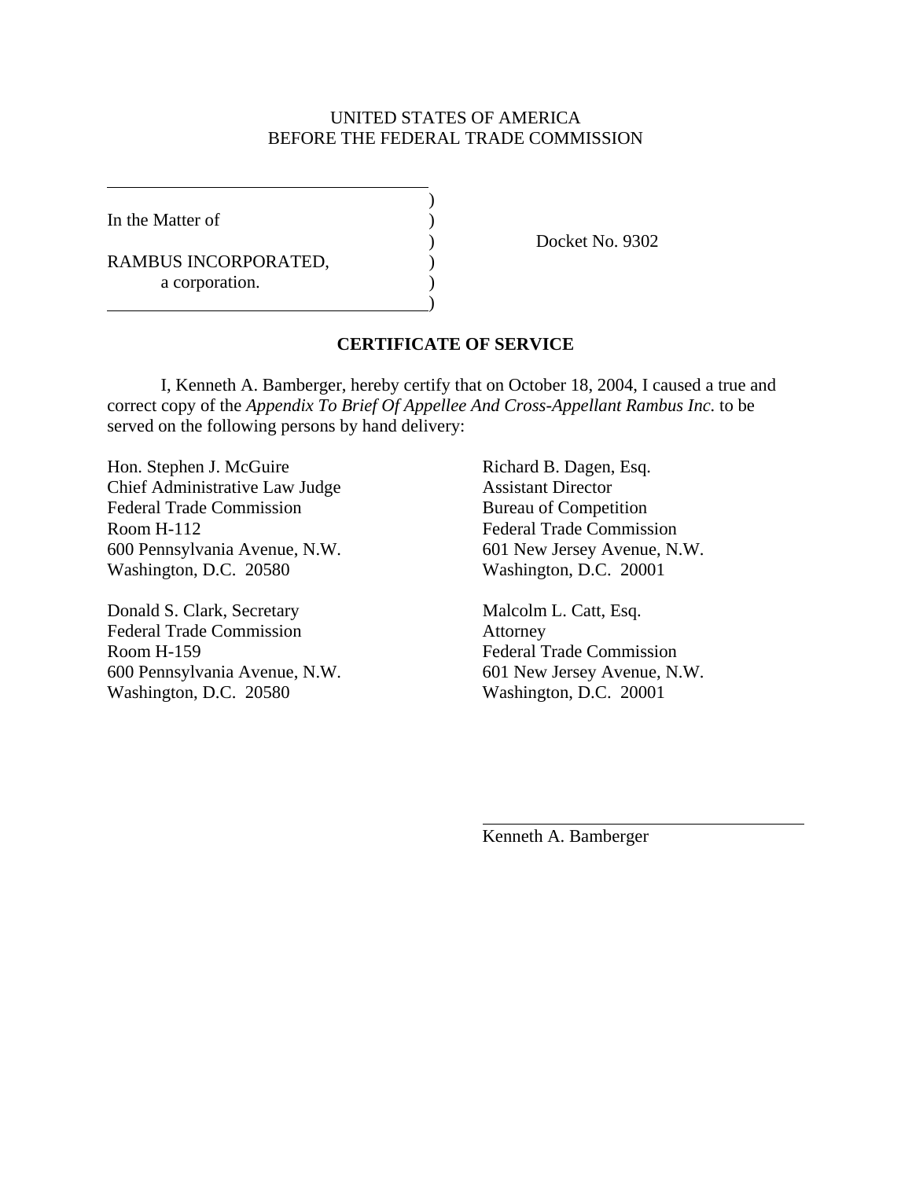UNITED STATES OF AMERICA
BEFORE THE FEDERAL TRADE COMMISSION

| | | |
|---|---|---|
| In the Matter of | ) | |
| | ) | Docket No. 9302 |
| RAMBUS INCORPORATED, a corporation. | ) | |

## CERTIFICATE OF SERVICE

I, Kenneth A. Bamberger, hereby certify that on October 18, 2004, I caused a true and correct copy of the *Appendix To Brief Of Appellee And Cross-Appellant Rambus Inc*. to be served on the following persons by hand delivery:

Hon. Stephen J. McGuire
Chief Administrative Law Judge
Federal Trade Commission
Room H-112
600 Pennsylvania Avenue, N.W.
Washington, D.C. 20580

Donald S. Clark, Secretary
Federal Trade Commission
Room H-159
600 Pennsylvania Avenue, N.W.
Washington, D.C. 20580

Richard B. Dagen, Esq.
Assistant Director
Bureau of Competition
Federal Trade Commission
601 New Jersey Avenue, N.W.
Washington, D.C. 20001

Malcolm L. Catt, Esq.
Attorney
Federal Trade Commission
601 New Jersey Avenue, N.W.
Washington, D.C. 20001

Kenneth A. Bamberger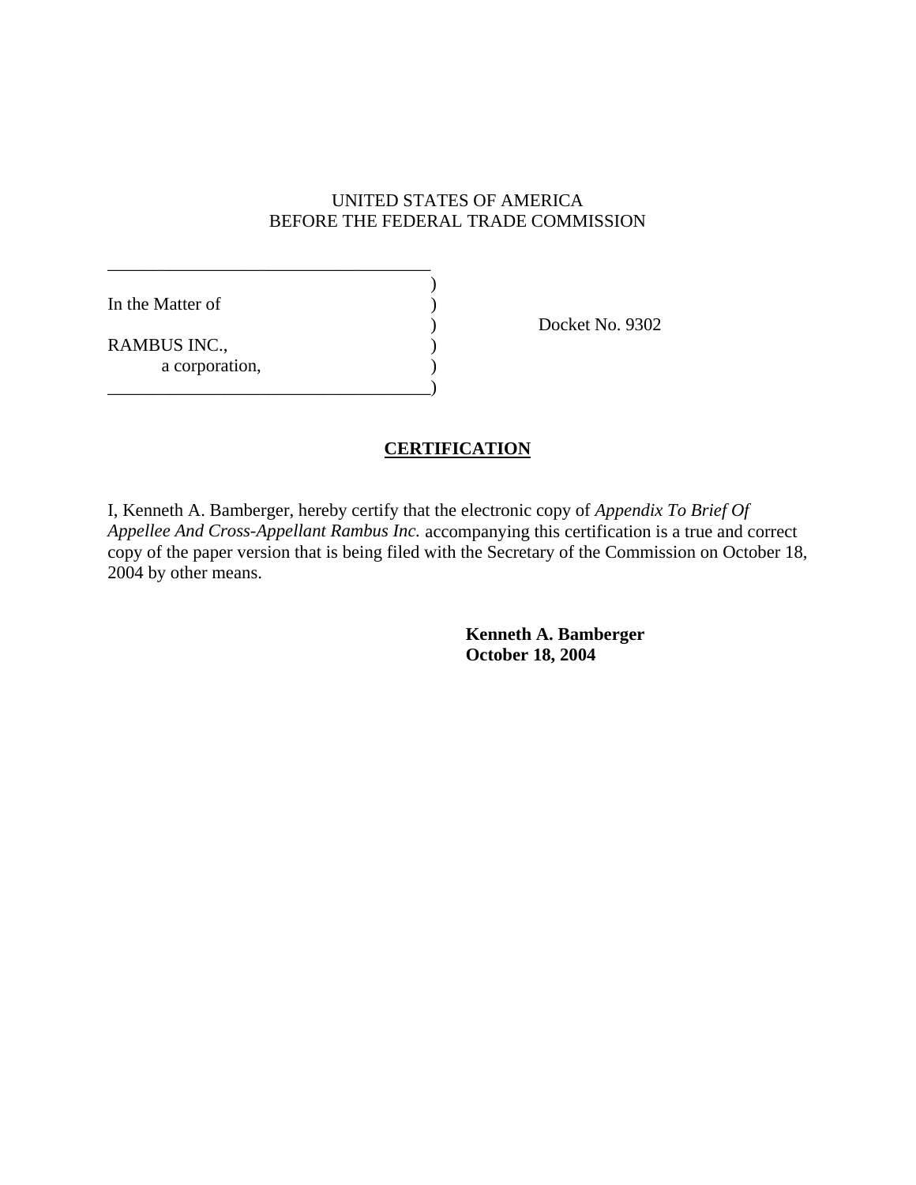UNITED STATES OF AMERICA
BEFORE THE FEDERAL TRADE COMMISSION

| | | |
|---|---|---|
| In the Matter of | ) | |
| | ) | Docket No. 9302 |
| RAMBUS INC., | ) | |
| a corporation, | ) | |

## CERTIFICATION

I, Kenneth A. Bamberger, hereby certify that the electronic copy of *Appendix To Brief Of Appellee And Cross-Appellant Rambus Inc.* accompanying this certification is a true and correct copy of the paper version that is being filed with the Secretary of the Commission on October 18, 2004 by other means.

**Kenneth A. Bamberger**
**October 18, 2004**